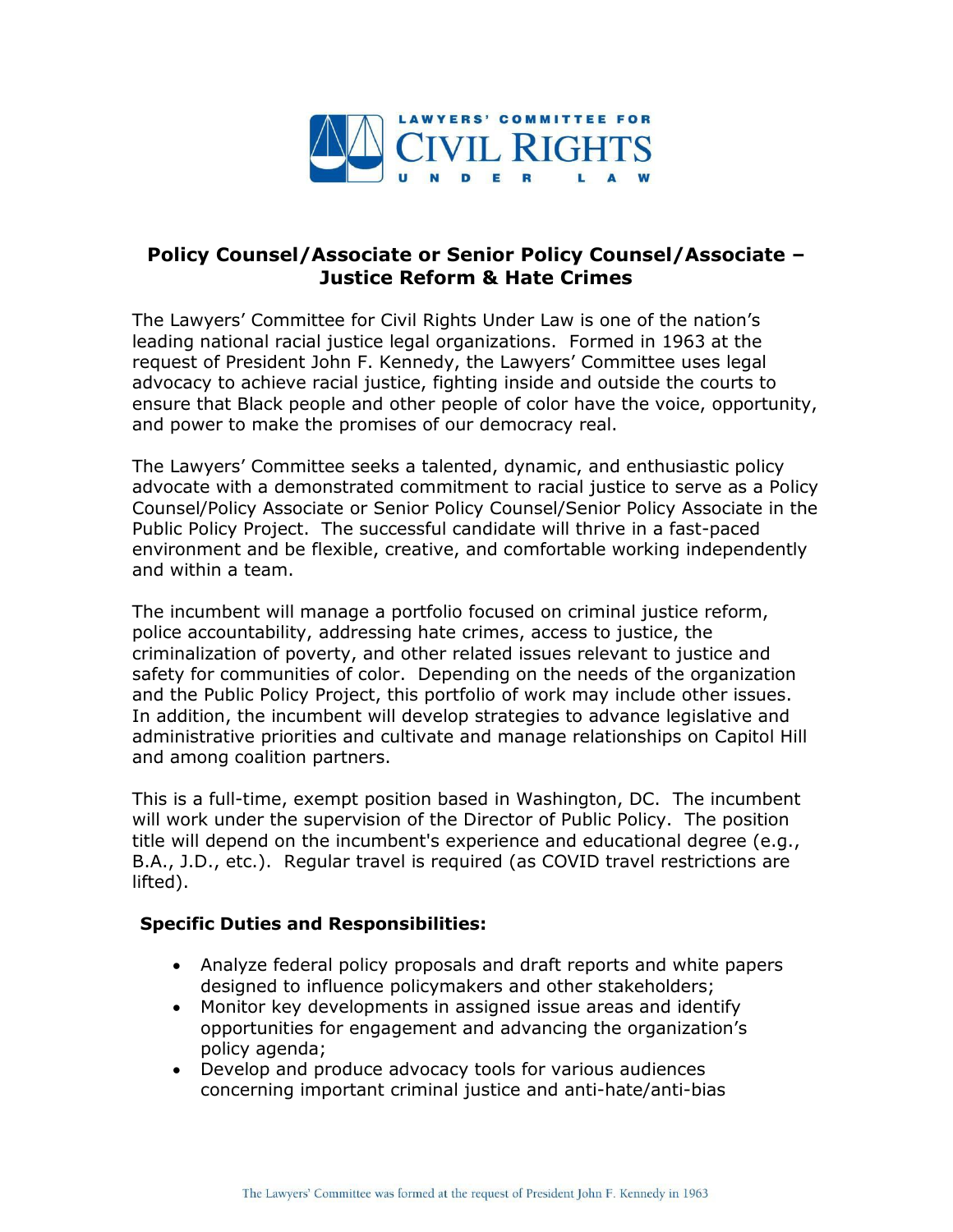LAWYERS' COMMITTEE FOR CIVIL RIGHTS UNDER LAW

# Policy Counsel/Associate or Senior Policy Counsel/Associate – Justice Reform & Hate Crimes

The Lawyers' Committee for Civil Rights Under Law is one of the nation's leading national racial justice legal organizations. Formed in 1963 at the request of President John F. Kennedy, the Lawyers' Committee uses legal advocacy to achieve racial justice, fighting inside and outside the courts to ensure that Black people and other people of color have the voice, opportunity, and power to make the promises of our democracy real.

The Lawyers' Committee seeks a talented, dynamic, and enthusiastic policy advocate with a demonstrated commitment to racial justice to serve as a Policy Counsel/Policy Associate or Senior Policy Counsel/Senior Policy Associate in the Public Policy Project. The successful candidate will thrive in a fast-paced environment and be flexible, creative, and comfortable working independently and within a team.

The incumbent will manage a portfolio focused on criminal justice reform, police accountability, addressing hate crimes, access to justice, the criminalization of poverty, and other related issues relevant to justice and safety for communities of color. Depending on the needs of the organization and the Public Policy Project, this portfolio of work may include other issues. In addition, the incumbent will develop strategies to advance legislative and administrative priorities and cultivate and manage relationships on Capitol Hill and among coalition partners.

This is a full-time, exempt position based in Washington, DC. The incumbent will work under the supervision of the Director of Public Policy. The position title will depend on the incumbent's experience and educational degree (e.g., B.A., J.D., etc.). Regular travel is required (as COVID travel restrictions are lifted).

**Specific Duties and Responsibilities:**

- Analyze federal policy proposals and draft reports and white papers designed to influence policymakers and other stakeholders;
- Monitor key developments in assigned issue areas and identify opportunities for engagement and advancing the organization's policy agenda;
- Develop and produce advocacy tools for various audiences concerning important criminal justice and anti-hate/anti-bias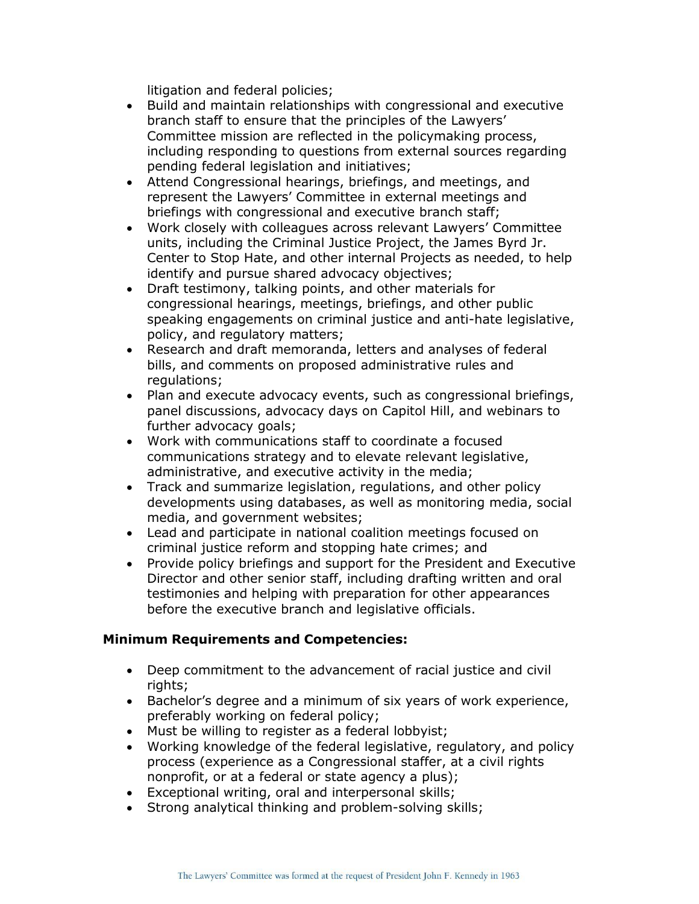litigation and federal policies;

- Build and maintain relationships with congressional and executive branch staff to ensure that the principles of the Lawyers' Committee mission are reflected in the policymaking process, including responding to questions from external sources regarding pending federal legislation and initiatives;
- Attend Congressional hearings, briefings, and meetings, and represent the Lawyers' Committee in external meetings and briefings with congressional and executive branch staff;
- Work closely with colleagues across relevant Lawyers' Committee units, including the Criminal Justice Project, the James Byrd Jr. Center to Stop Hate, and other internal Projects as needed, to help identify and pursue shared advocacy objectives;
- Draft testimony, talking points, and other materials for congressional hearings, meetings, briefings, and other public speaking engagements on criminal justice and anti-hate legislative, policy, and regulatory matters;
- Research and draft memoranda, letters and analyses of federal bills, and comments on proposed administrative rules and regulations;
- Plan and execute advocacy events, such as congressional briefings, panel discussions, advocacy days on Capitol Hill, and webinars to further advocacy goals;
- Work with communications staff to coordinate a focused communications strategy and to elevate relevant legislative, administrative, and executive activity in the media;
- Track and summarize legislation, regulations, and other policy developments using databases, as well as monitoring media, social media, and government websites;
- Lead and participate in national coalition meetings focused on criminal justice reform and stopping hate crimes; and
- Provide policy briefings and support for the President and Executive Director and other senior staff, including drafting written and oral testimonies and helping with preparation for other appearances before the executive branch and legislative officials.

**Minimum Requirements and Competencies:**

- Deep commitment to the advancement of racial justice and civil rights;
- Bachelor's degree and a minimum of six years of work experience, preferably working on federal policy;
- Must be willing to register as a federal lobbyist;
- Working knowledge of the federal legislative, regulatory, and policy process (experience as a Congressional staffer, at a civil rights nonprofit, or at a federal or state agency a plus);
- Exceptional writing, oral and interpersonal skills;
- Strong analytical thinking and problem-solving skills;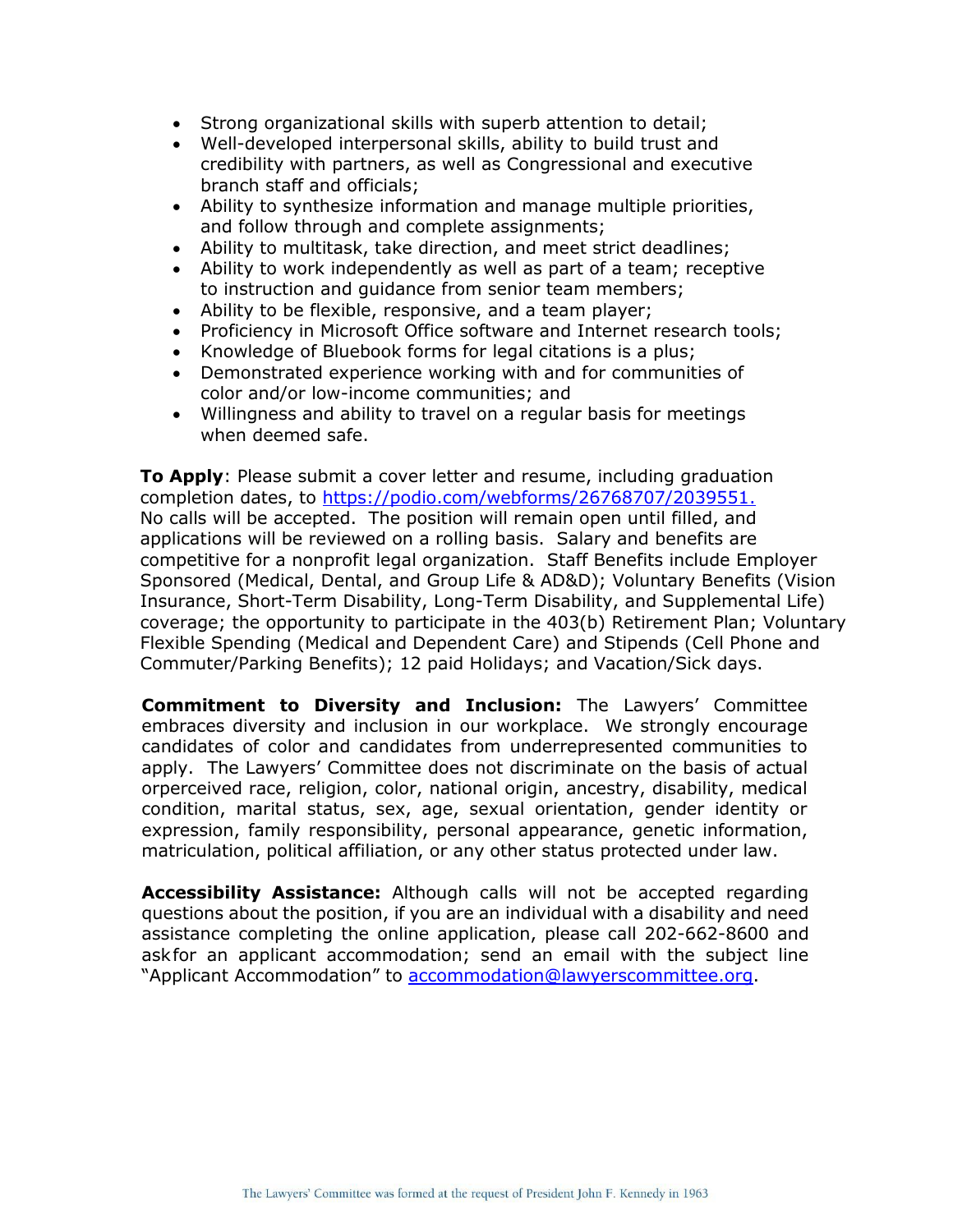- Strong organizational skills with superb attention to detail;
- Well-developed interpersonal skills, ability to build trust and credibility with partners, as well as Congressional and executive branch staff and officials;
- Ability to synthesize information and manage multiple priorities, and follow through and complete assignments;
- Ability to multitask, take direction, and meet strict deadlines;
- Ability to work independently as well as part of a team; receptive to instruction and guidance from senior team members;
- Ability to be flexible, responsive, and a team player;
- Proficiency in Microsoft Office software and Internet research tools;
- Knowledge of Bluebook forms for legal citations is a plus;
- Demonstrated experience working with and for communities of color and/or low-income communities; and
- Willingness and ability to travel on a regular basis for meetings when deemed safe.

**To Apply**: Please submit a cover letter and resume, including graduation completion dates, to https://podio.com/webforms/26768707/2039551. No calls will be accepted. The position will remain open until filled, and applications will be reviewed on a rolling basis. Salary and benefits are competitive for a nonprofit legal organization. Staff Benefits include Employer Sponsored (Medical, Dental, and Group Life & AD&D); Voluntary Benefits (Vision Insurance, Short-Term Disability, Long-Term Disability, and Supplemental Life) coverage; the opportunity to participate in the 403(b) Retirement Plan; Voluntary Flexible Spending (Medical and Dependent Care) and Stipends (Cell Phone and Commuter/Parking Benefits); 12 paid Holidays; and Vacation/Sick days.

**Commitment to Diversity and Inclusion:** The Lawyers' Committee embraces diversity and inclusion in our workplace. We strongly encourage candidates of color and candidates from underrepresented communities to apply. The Lawyers' Committee does not discriminate on the basis of actual orperceived race, religion, color, national origin, ancestry, disability, medical condition, marital status, sex, age, sexual orientation, gender identity or expression, family responsibility, personal appearance, genetic information, matriculation, political affiliation, or any other status protected under law.

**Accessibility Assistance:** Although calls will not be accepted regarding questions about the position, if you are an individual with a disability and need assistance completing the online application, please call 202-662-8600 and askfor an applicant accommodation; send an email with the subject line "Applicant Accommodation" to accommodation@lawyerscommittee.org.